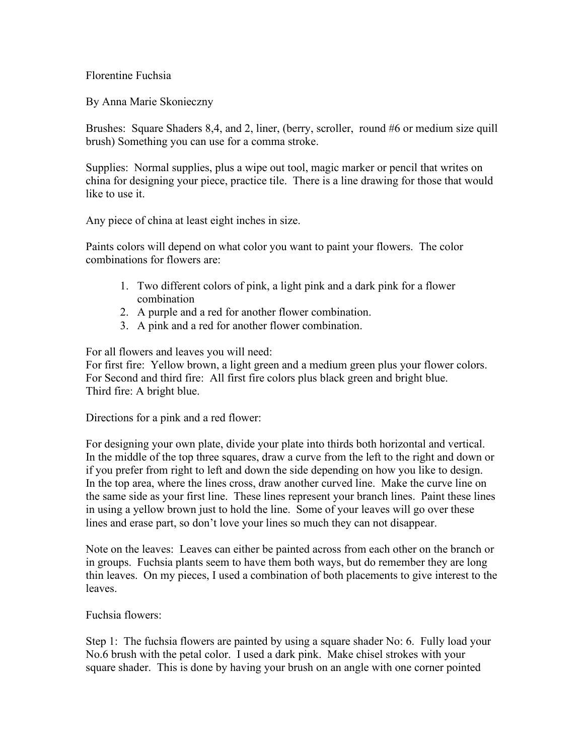Florentine Fuchsia

By Anna Marie Skonieczny

Brushes: Square Shaders 8,4, and 2, liner, (berry, scroller, round #6 or medium size quill brush) Something you can use for a comma stroke.

Supplies: Normal supplies, plus a wipe out tool, magic marker or pencil that writes on china for designing your piece, practice tile. There is a line drawing for those that would like to use it.

Any piece of china at least eight inches in size.

Paints colors will depend on what color you want to paint your flowers. The color combinations for flowers are:

1. Two different colors of pink, a light pink and a dark pink for a flower combination
2. A purple and a red for another flower combination.
3. A pink and a red for another flower combination.

For all flowers and leaves you will need:
For first fire: Yellow brown, a light green and a medium green plus your flower colors.
For Second and third fire: All first fire colors plus black green and bright blue.
Third fire: A bright blue.

Directions for a pink and a red flower:

For designing your own plate, divide your plate into thirds both horizontal and vertical. In the middle of the top three squares, draw a curve from the left to the right and down or if you prefer from right to left and down the side depending on how you like to design. In the top area, where the lines cross, draw another curved line. Make the curve line on the same side as your first line. These lines represent your branch lines. Paint these lines in using a yellow brown just to hold the line. Some of your leaves will go over these lines and erase part, so don't love your lines so much they can not disappear.

Note on the leaves: Leaves can either be painted across from each other on the branch or in groups. Fuchsia plants seem to have them both ways, but do remember they are long thin leaves. On my pieces, I used a combination of both placements to give interest to the leaves.

Fuchsia flowers:

Step 1: The fuchsia flowers are painted by using a square shader No: 6. Fully load your No.6 brush with the petal color. I used a dark pink. Make chisel strokes with your square shader. This is done by having your brush on an angle with one corner pointed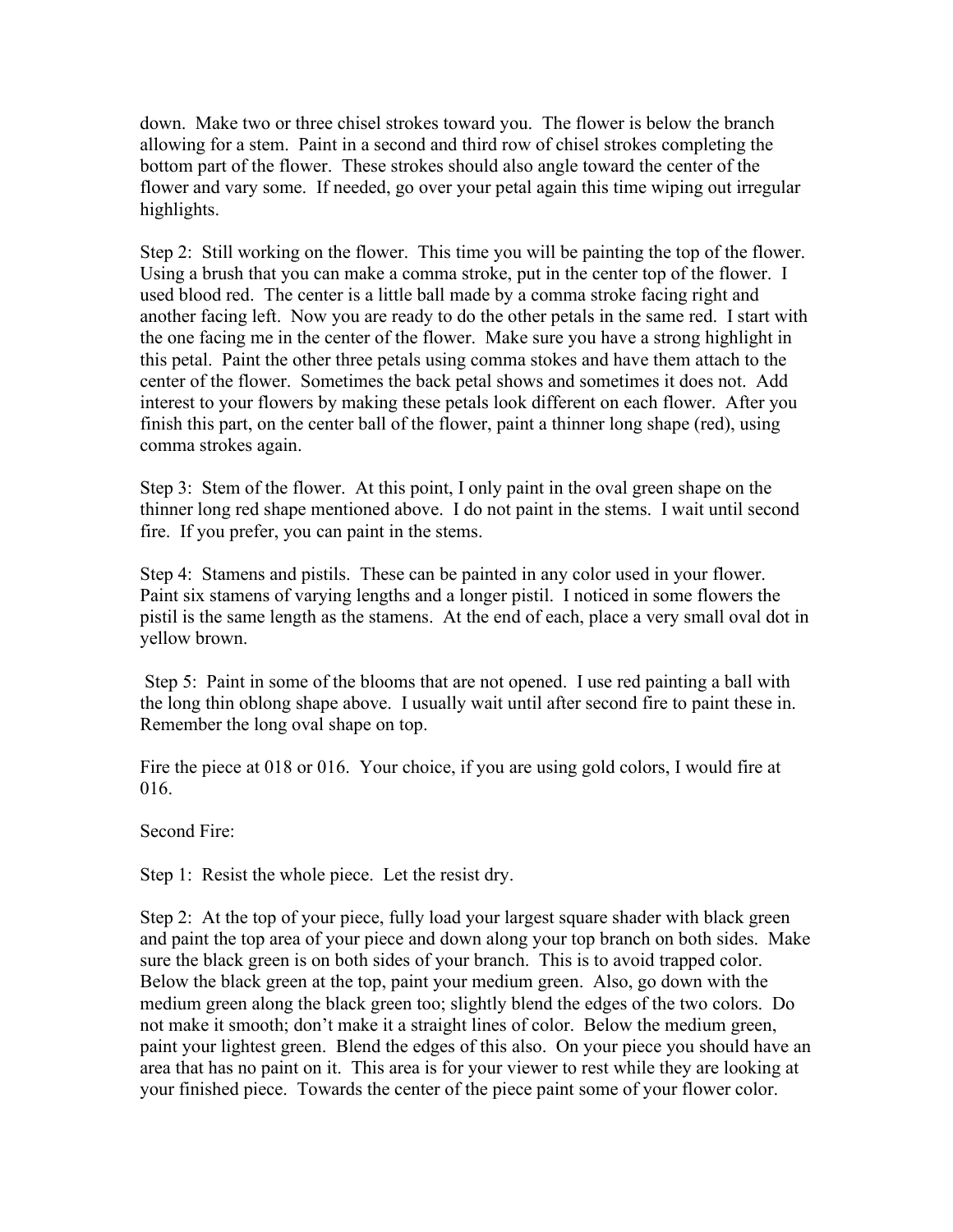down. Make two or three chisel strokes toward you. The flower is below the branch allowing for a stem. Paint in a second and third row of chisel strokes completing the bottom part of the flower. These strokes should also angle toward the center of the flower and vary some. If needed, go over your petal again this time wiping out irregular highlights.

Step 2: Still working on the flower. This time you will be painting the top of the flower. Using a brush that you can make a comma stroke, put in the center top of the flower. I used blood red. The center is a little ball made by a comma stroke facing right and another facing left. Now you are ready to do the other petals in the same red. I start with the one facing me in the center of the flower. Make sure you have a strong highlight in this petal. Paint the other three petals using comma stokes and have them attach to the center of the flower. Sometimes the back petal shows and sometimes it does not. Add interest to your flowers by making these petals look different on each flower. After you finish this part, on the center ball of the flower, paint a thinner long shape (red), using comma strokes again.

Step 3: Stem of the flower. At this point, I only paint in the oval green shape on the thinner long red shape mentioned above. I do not paint in the stems. I wait until second fire. If you prefer, you can paint in the stems.

Step 4: Stamens and pistils. These can be painted in any color used in your flower. Paint six stamens of varying lengths and a longer pistil. I noticed in some flowers the pistil is the same length as the stamens. At the end of each, place a very small oval dot in yellow brown.

Step 5: Paint in some of the blooms that are not opened. I use red painting a ball with the long thin oblong shape above. I usually wait until after second fire to paint these in. Remember the long oval shape on top.

Fire the piece at 018 or 016. Your choice, if you are using gold colors, I would fire at 016.

Second Fire:

Step 1: Resist the whole piece. Let the resist dry.

Step 2: At the top of your piece, fully load your largest square shader with black green and paint the top area of your piece and down along your top branch on both sides. Make sure the black green is on both sides of your branch. This is to avoid trapped color. Below the black green at the top, paint your medium green. Also, go down with the medium green along the black green too; slightly blend the edges of the two colors. Do not make it smooth; don't make it a straight lines of color. Below the medium green, paint your lightest green. Blend the edges of this also. On your piece you should have an area that has no paint on it. This area is for your viewer to rest while they are looking at your finished piece. Towards the center of the piece paint some of your flower color.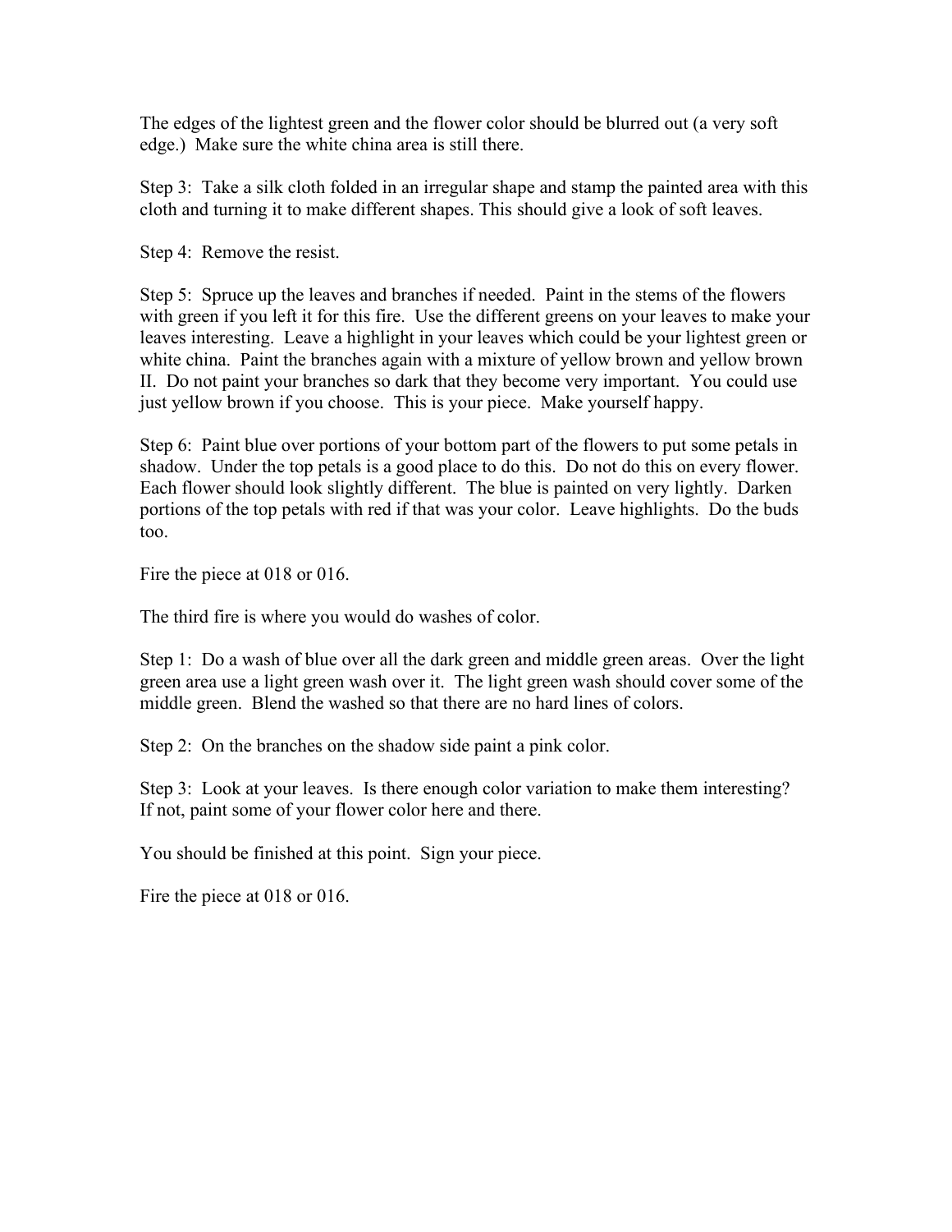The edges of the lightest green and the flower color should be blurred out (a very soft edge.)  Make sure the white china area is still there.

Step 3:  Take a silk cloth folded in an irregular shape and stamp the painted area with this cloth and turning it to make different shapes. This should give a look of soft leaves.

Step 4:  Remove the resist.

Step 5:  Spruce up the leaves and branches if needed.  Paint in the stems of the flowers with green if you left it for this fire.  Use the different greens on your leaves to make your leaves interesting.  Leave a highlight in your leaves which could be your lightest green or white china.  Paint the branches again with a mixture of yellow brown and yellow brown II.  Do not paint your branches so dark that they become very important.  You could use just yellow brown if you choose.  This is your piece.  Make yourself happy.

Step 6:  Paint blue over portions of your bottom part of the flowers to put some petals in shadow.  Under the top petals is a good place to do this.  Do not do this on every flower.  Each flower should look slightly different.  The blue is painted on very lightly.  Darken portions of the top petals with red if that was your color.  Leave highlights.  Do the buds too.

Fire the piece at 018 or 016.

The third fire is where you would do washes of color.

Step 1:  Do a wash of blue over all the dark green and middle green areas.  Over the light green area use a light green wash over it.  The light green wash should cover some of the middle green.  Blend the washed so that there are no hard lines of colors.

Step 2:  On the branches on the shadow side paint a pink color.

Step 3:  Look at your leaves.  Is there enough color variation to make them interesting?  If not, paint some of your flower color here and there.

You should be finished at this point.  Sign your piece.

Fire the piece at 018 or 016.